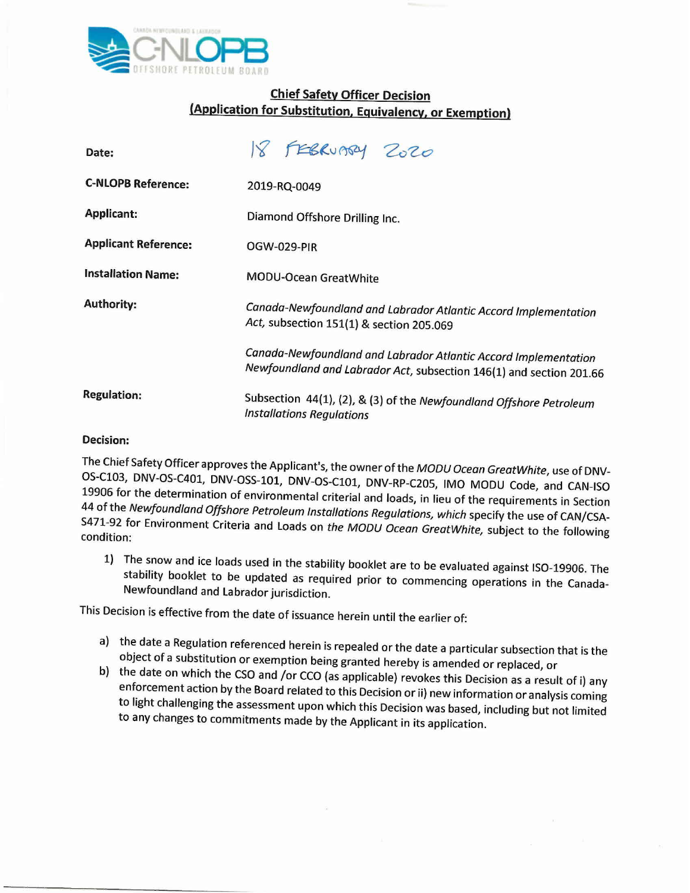## Chief Safety Officer Decision
## (Application for Substitution, Equivalency, or Exemption)

| | |
|---|---|
| **Date:** | 18 FEBRUARY 2020 |
| **C-NLOPB Reference:** | 2019-RQ-0049 |
| **Applicant:** | Diamond Offshore Drilling Inc. |
| **Applicant Reference:** | OGW-029-PIR |
| **Installation Name:** | MODU-Ocean GreatWhite |
| **Authority:** | *Canada-Newfoundland and Labrador Atlantic Accord Implementation Act,* subsection 151(1) & section 205.069<br><br>*Canada-Newfoundland and Labrador Atlantic Accord Implementation Newfoundland and Labrador Act,* subsection 146(1) and section 201.66 |
| **Regulation:** | Subsection 44(1), (2), & (3) of the *Newfoundland Offshore Petroleum Installations Regulations* |

**Decision:**

The Chief Safety Officer approves the Applicant's, the owner of the *MODU Ocean GreatWhite*, use of DNV-OS-C103, DNV-OS-C401, DNV-OSS-101, DNV-OS-C101, DNV-RP-C205, IMO MODU Code, and CAN-ISO 19906 for the determination of environmental criterial and loads, in lieu of the requirements in Section 44 of the *Newfoundland Offshore Petroleum Installations Regulations,* which specify the use of CAN/CSA-S471-92 for Environment Criteria and Loads on *the MODU Ocean GreatWhite,* subject to the following condition:

1) The snow and ice loads used in the stability booklet are to be evaluated against ISO-19906. The stability booklet to be updated as required prior to commencing operations in the Canada-Newfoundland and Labrador jurisdiction.

This Decision is effective from the date of issuance herein until the earlier of:

a) the date a Regulation referenced herein is repealed or the date a particular subsection that is the object of a substitution or exemption being granted hereby is amended or replaced, or
b) the date on which the CSO and /or CCO (as applicable) revokes this Decision as a result of i) any enforcement action by the Board related to this Decision or ii) new information or analysis coming to light challenging the assessment upon which this Decision was based, including but not limited to any changes to commitments made by the Applicant in its application.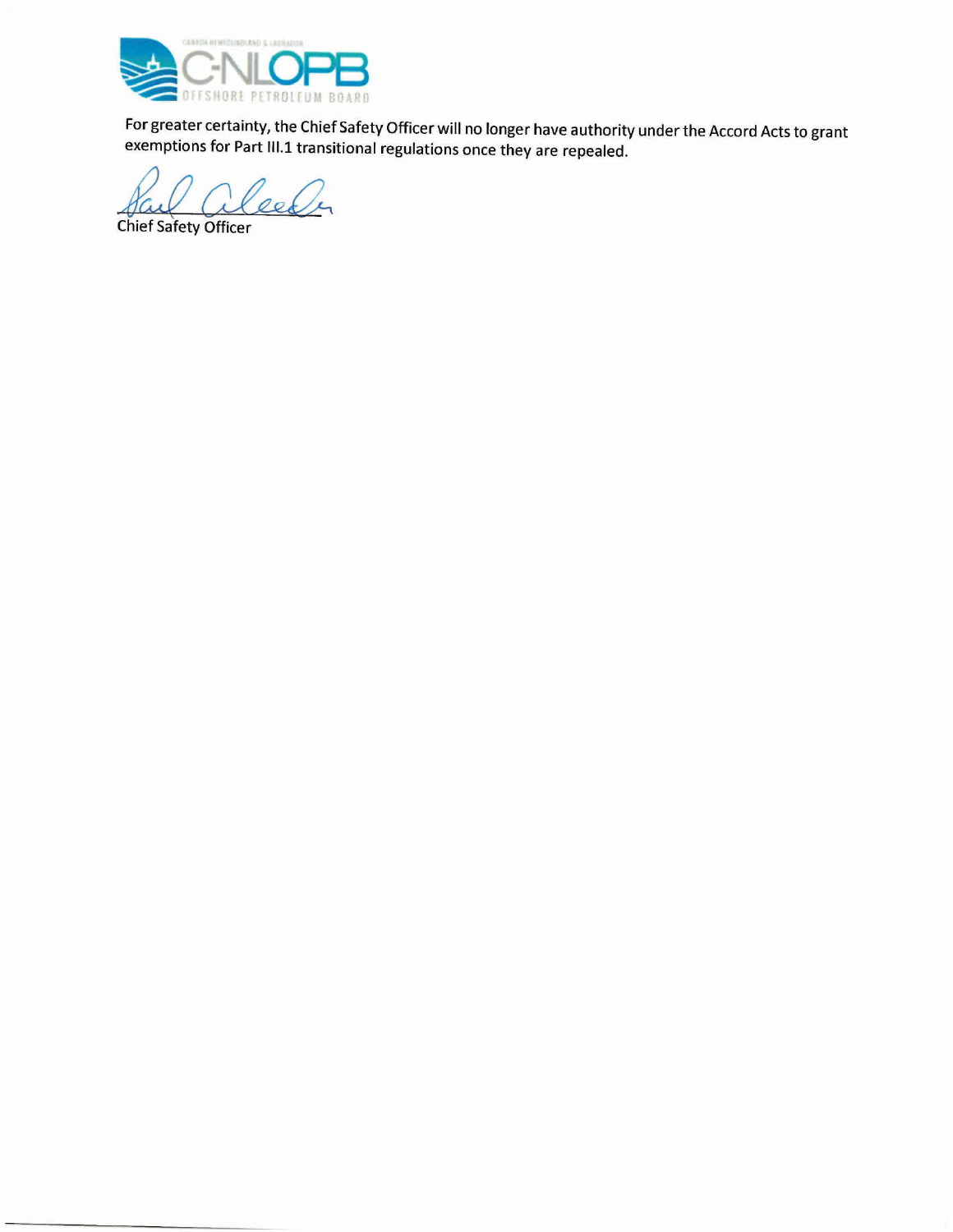For greater certainty, the Chief Safety Officer will no longer have authority under the Accord Acts to grant exemptions for Part III.1 transitional regulations once they are repealed.

Chief Safety Officer